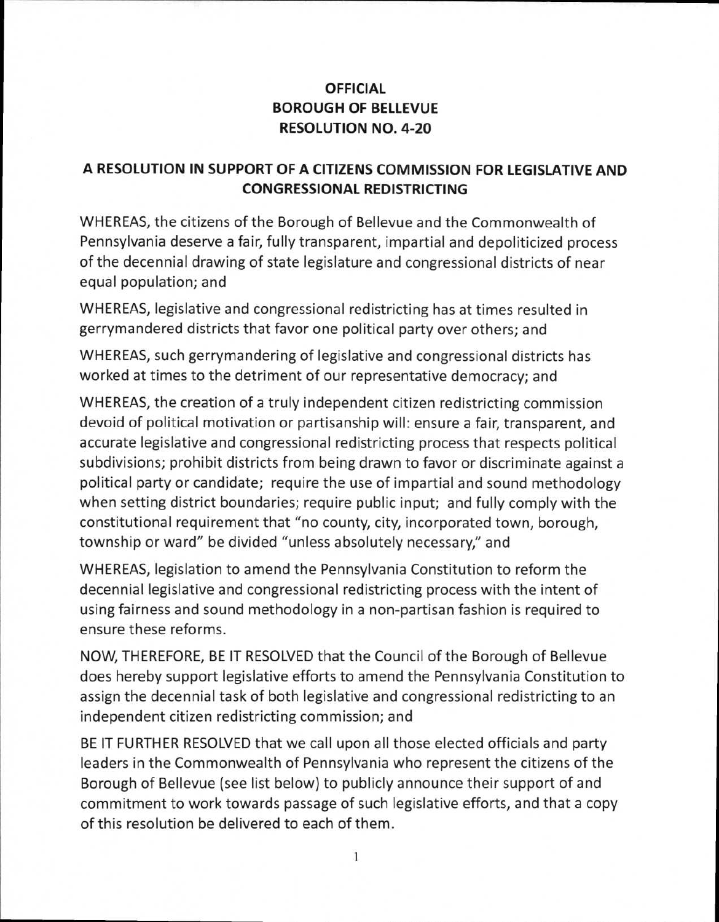# OFFICIAL
# BOROUGH OF BELLEVUE
# RESOLUTION NO. 4-20

## A RESOLUTION IN SUPPORT OF A CITIZENS COMMISSION FOR LEGISLATIVE AND CONGRESSIONAL REDISTRICTING

WHEREAS, the citizens of the Borough of Bellevue and the Commonwealth of Pennsylvania deserve a fair, fully transparent, impartial and depoliticized process of the decennial drawing of state legislature and congressional districts of near equal population; and

WHEREAS, legislative and congressional redistricting has at times resulted in gerrymandered districts that favor one political party over others; and

WHEREAS, such gerrymandering of legislative and congressional districts has worked at times to the detriment of our representative democracy; and

WHEREAS, the creation of a truly independent citizen redistricting commission devoid of political motivation or partisanship will: ensure a fair, transparent, and accurate legislative and congressional redistricting process that respects political subdivisions; prohibit districts from being drawn to favor or discriminate against a political party or candidate; require the use of impartial and sound methodology when setting district boundaries; require public input; and fully comply with the constitutional requirement that "no county, city, incorporated town, borough, township or ward" be divided "unless absolutely necessary," and

WHEREAS, legislation to amend the Pennsylvania Constitution to reform the decennial legislative and congressional redistricting process with the intent of using fairness and sound methodology in a non-partisan fashion is required to ensure these reforms.

NOW, THEREFORE, BE IT RESOLVED that the Council of the Borough of Bellevue does hereby support legislative efforts to amend the Pennsylvania Constitution to assign the decennial task of both legislative and congressional redistricting to an independent citizen redistricting commission; and

BE IT FURTHER RESOLVED that we call upon all those elected officials and party leaders in the Commonwealth of Pennsylvania who represent the citizens of the Borough of Bellevue (see list below) to publicly announce their support of and commitment to work towards passage of such legislative efforts, and that a copy of this resolution be delivered to each of them.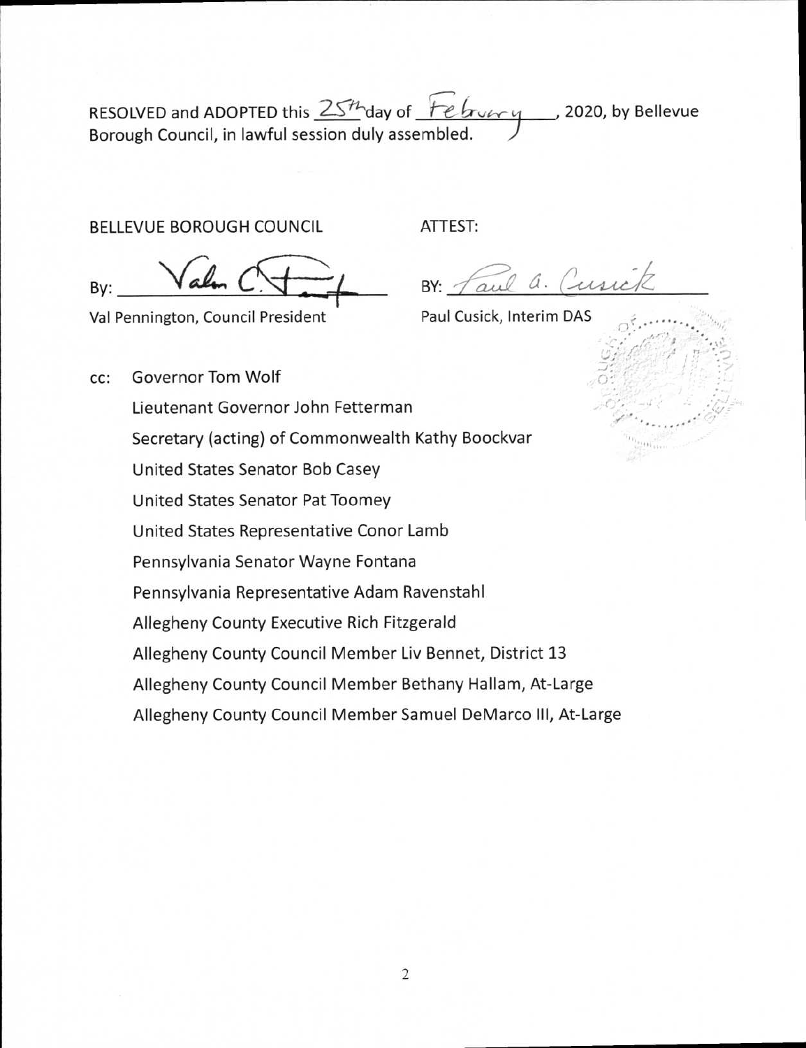RESOLVED and ADOPTED this 25th day of February, 2020, by Bellevue Borough Council, in lawful session duly assembled.

BELLEVUE BOROUGH COUNCIL

By: Val Pennington

Val Pennington, Council President

ATTEST:

BY: Paul A. Cusick

Paul Cusick, Interim DAS

cc: Governor Tom Wolf

Lieutenant Governor John Fetterman

Secretary (acting) of Commonwealth Kathy Boockvar

United States Senator Bob Casey

United States Senator Pat Toomey

United States Representative Conor Lamb

Pennsylvania Senator Wayne Fontana

Pennsylvania Representative Adam Ravenstahl

Allegheny County Executive Rich Fitzgerald

Allegheny County Council Member Liv Bennet, District 13

Allegheny County Council Member Bethany Hallam, At-Large

Allegheny County Council Member Samuel DeMarco III, At-Large